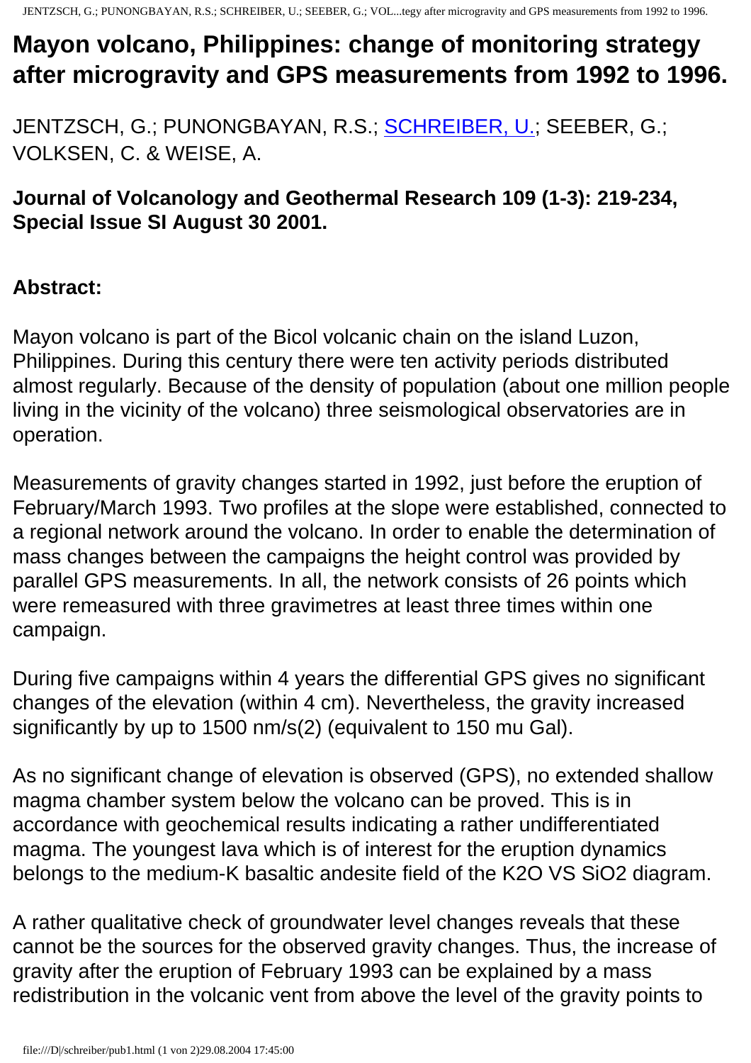# Mayon volcano, Philippines: change of monitoring strategy after microgravity and GPS measurements from 1992 to 1996.

JENTZSCH, G.; PUNONGBAYAN, R.S.; SCHREIBER, U.; SEEBER, G.; VOLKSEN, C. & WEISE, A.

**Journal of Volcanology and Geothermal Research 109 (1-3): 219-234, Special Issue SI August 30 2001.**

**Abstract:**

Mayon volcano is part of the Bicol volcanic chain on the island Luzon, Philippines. During this century there were ten activity periods distributed almost regularly. Because of the density of population (about one million people living in the vicinity of the volcano) three seismological observatories are in operation.

Measurements of gravity changes started in 1992, just before the eruption of February/March 1993. Two profiles at the slope were established, connected to a regional network around the volcano. In order to enable the determination of mass changes between the campaigns the height control was provided by parallel GPS measurements. In all, the network consists of 26 points which were remeasured with three gravimetres at least three times within one campaign.

During five campaigns within 4 years the differential GPS gives no significant changes of the elevation (within 4 cm). Nevertheless, the gravity increased significantly by up to 1500 nm/s(2) (equivalent to 150 mu Gal).

As no significant change of elevation is observed (GPS), no extended shallow magma chamber system below the volcano can be proved. This is in accordance with geochemical results indicating a rather undifferentiated magma. The youngest lava which is of interest for the eruption dynamics belongs to the medium-K basaltic andesite field of the $K_2O$ VS $SiO_2$ diagram.

A rather qualitative check of groundwater level changes reveals that these cannot be the sources for the observed gravity changes. Thus, the increase of gravity after the eruption of February 1993 can be explained by a mass redistribution in the volcanic vent from above the level of the gravity points to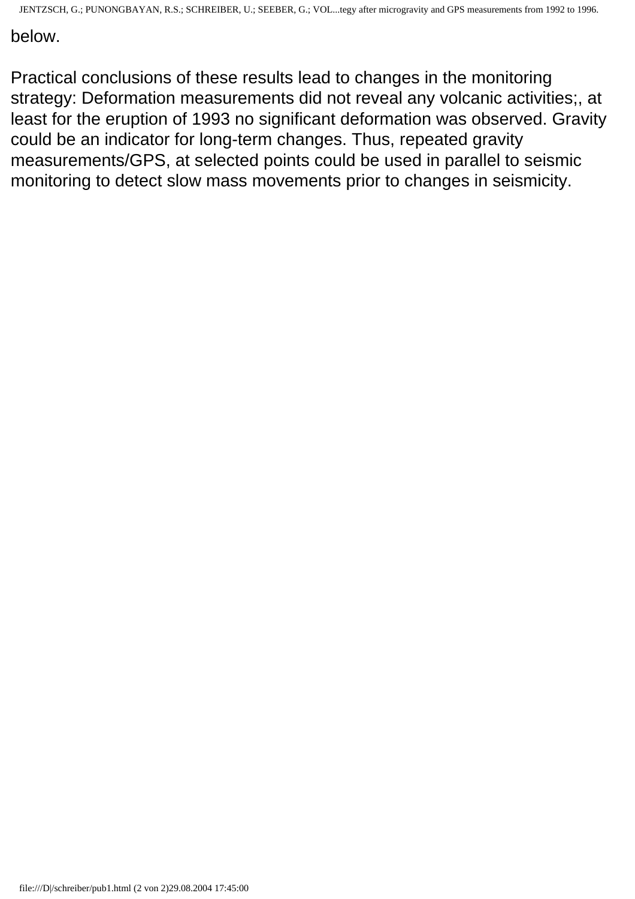below.

Practical conclusions of these results lead to changes in the monitoring strategy: Deformation measurements did not reveal any volcanic activities;, at least for the eruption of 1993 no significant deformation was observed. Gravity could be an indicator for long-term changes. Thus, repeated gravity measurements/GPS, at selected points could be used in parallel to seismic monitoring to detect slow mass movements prior to changes in seismicity.